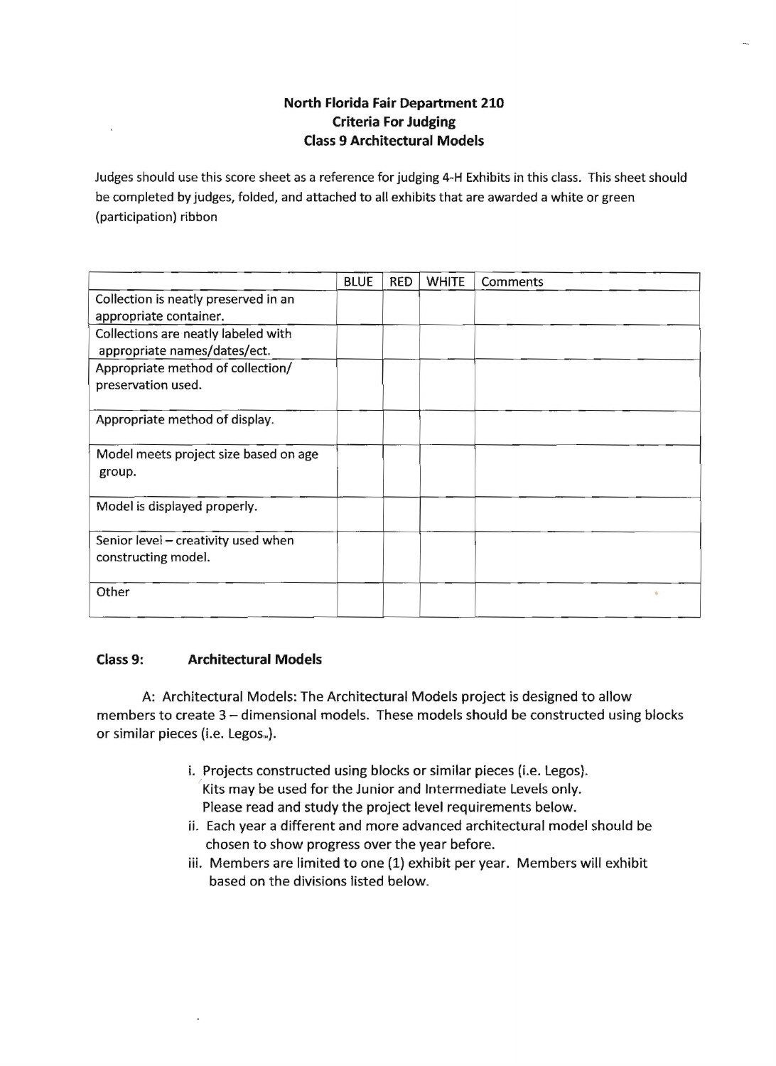# North Florida Fair Department 210
## Criteria For Judging
## Class 9 Architectural Models

Judges should use this score sheet as a reference for judging 4-H Exhibits in this class. This sheet should be completed by judges, folded, and attached to all exhibits that are awarded a white or green (participation) ribbon

| | BLUE | RED | WHITE | Comments |
|---|---|---|---|---|
| Collection is neatly preserved in an appropriate container. | | | | |
| Collections are neatly labeled with appropriate names/dates/ect. | | | | |
| Appropriate method of collection/ preservation used. | | | | |
| Appropriate method of display. | | | | |
| Model meets project size based on age group. | | | | |
| Model is displayed properly. | | | | |
| Senior level – creativity used when constructing model. | | | | |
| Other | | | | |

**Class 9: Architectural Models**

A: Architectural Models: The Architectural Models project is designed to allow members to create 3 – dimensional models. These models should be constructed using blocks or similar pieces (i.e. Legos™).

i. Projects constructed using blocks or similar pieces (i.e. Legos).
   Kits may be used for the Junior and Intermediate Levels only.
   Please read and study the project level requirements below.

ii. Each year a different and more advanced architectural model should be chosen to show progress over the year before.

iii. Members are limited to one (1) exhibit per year. Members will exhibit based on the divisions listed below.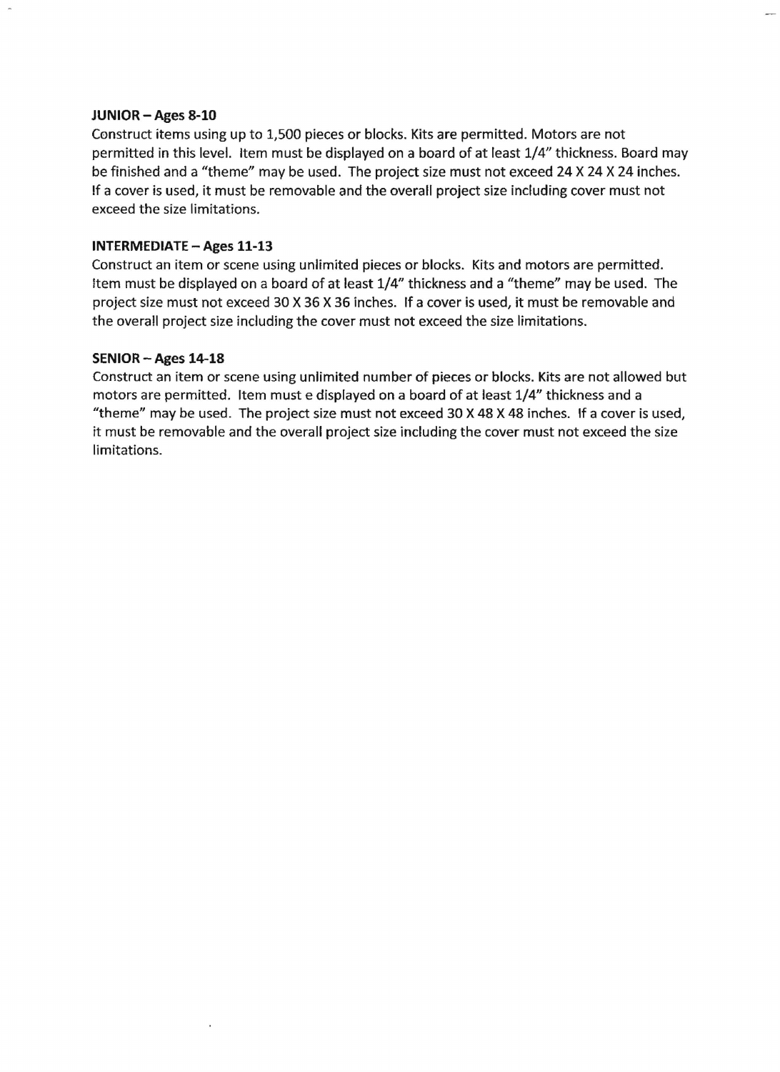**JUNIOR – Ages 8-10**

Construct items using up to 1,500 pieces or blocks. Kits are permitted. Motors are not permitted in this level. Item must be displayed on a board of at least 1/4" thickness. Board may be finished and a "theme" may be used. The project size must not exceed 24 X 24 X 24 inches. If a cover is used, it must be removable and the overall project size including cover must not exceed the size limitations.

**INTERMEDIATE – Ages 11-13**

Construct an item or scene using unlimited pieces or blocks. Kits and motors are permitted. Item must be displayed on a board of at least 1/4" thickness and a "theme" may be used. The project size must not exceed 30 X 36 X 36 inches. If a cover is used, it must be removable and the overall project size including the cover must not exceed the size limitations.

**SENIOR – Ages 14-18**

Construct an item or scene using unlimited number of pieces or blocks. Kits are not allowed but motors are permitted. Item must e displayed on a board of at least 1/4" thickness and a "theme" may be used. The project size must not exceed 30 X 48 X 48 inches. If a cover is used, it must be removable and the overall project size including the cover must not exceed the size limitations.